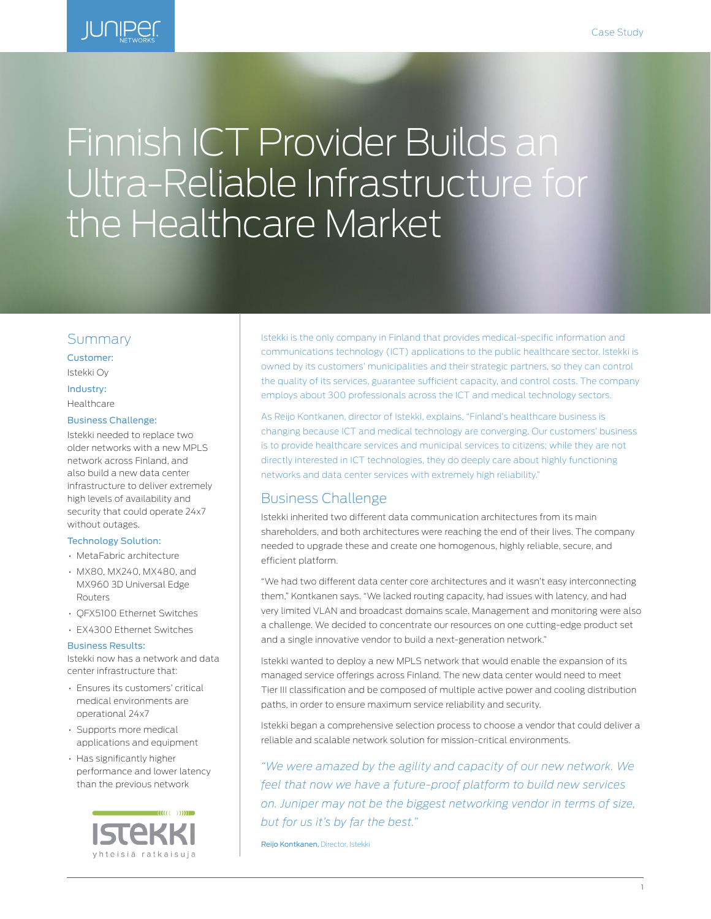Case Study

# Finnish ICT Provider Builds an Ultra-Reliable Infrastructure for the Healthcare Market

## Summary

**Customer:**
Istekki Oy

**Industry:**
Healthcare

**Business Challenge:**
Istekki needed to replace two older networks with a new MPLS network across Finland, and also build a new data center infrastructure to deliver extremely high levels of availability and security that could operate 24x7 without outages.

**Technology Solution:**

- MetaFabric architecture
- MX80, MX240, MX480, and MX960 3D Universal Edge Routers
- QFX5100 Ethernet Switches
- EX4300 Ethernet Switches

**Business Results:**
Istekki now has a network and data center infrastructure that:

- Ensures its customers' critical medical environments are operational 24x7
- Supports more medical applications and equipment
- Has significantly higher performance and lower latency than the previous network

Istekki is the only company in Finland that provides medical-specific information and communications technology (ICT) applications to the public healthcare sector. Istekki is owned by its customers' municipalities and their strategic partners, so they can control the quality of its services, guarantee sufficient capacity, and control costs. The company employs about 300 professionals across the ICT and medical technology sectors.

As Reijo Kontkanen, director of Istekki, explains, "Finland's healthcare business is changing because ICT and medical technology are converging. Our customers' business is to provide healthcare services and municipal services to citizens; while they are not directly interested in ICT technologies, they do deeply care about highly functioning networks and data center services with extremely high reliability."

## Business Challenge

Istekki inherited two different data communication architectures from its main shareholders, and both architectures were reaching the end of their lives. The company needed to upgrade these and create one homogenous, highly reliable, secure, and efficient platform.

"We had two different data center core architectures and it wasn't easy interconnecting them," Kontkanen says. "We lacked routing capacity, had issues with latency, and had very limited VLAN and broadcast domains scale. Management and monitoring were also a challenge. We decided to concentrate our resources on one cutting-edge product set and a single innovative vendor to build a next-generation network."

Istekki wanted to deploy a new MPLS network that would enable the expansion of its managed service offerings across Finland. The new data center would need to meet Tier III classification and be composed of multiple active power and cooling distribution paths, in order to ensure maximum service reliability and security.

Istekki began a comprehensive selection process to choose a vendor that could deliver a reliable and scalable network solution for mission-critical environments.

*"We were amazed by the agility and capacity of our new network. We feel that now we have a future-proof platform to build new services on. Juniper may not be the biggest networking vendor in terms of size, but for us it's by far the best."*

Reijo Kontkanen, Director, Istekki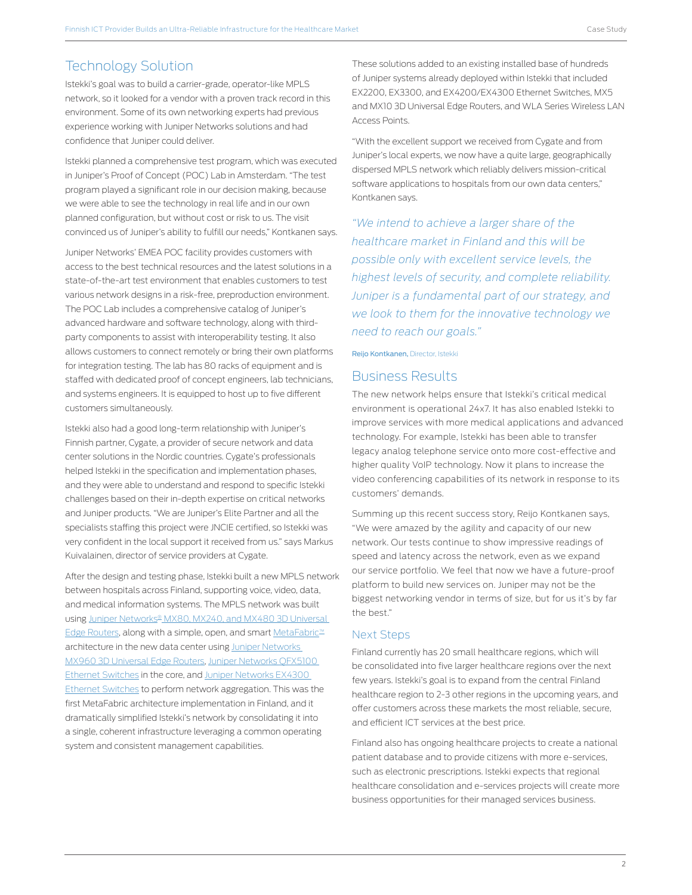## Technology Solution

Istekki's goal was to build a carrier-grade, operator-like MPLS network, so it looked for a vendor with a proven track record in this environment. Some of its own networking experts had previous experience working with Juniper Networks solutions and had confidence that Juniper could deliver.

Istekki planned a comprehensive test program, which was executed in Juniper's Proof of Concept (POC) Lab in Amsterdam. "The test program played a significant role in our decision making, because we were able to see the technology in real life and in our own planned configuration, but without cost or risk to us. The visit convinced us of Juniper's ability to fulfill our needs," Kontkanen says.

Juniper Networks' EMEA POC facility provides customers with access to the best technical resources and the latest solutions in a state-of-the-art test environment that enables customers to test various network designs in a risk-free, preproduction environment. The POC Lab includes a comprehensive catalog of Juniper's advanced hardware and software technology, along with third-party components to assist with interoperability testing. It also allows customers to connect remotely or bring their own platforms for integration testing. The lab has 80 racks of equipment and is staffed with dedicated proof of concept engineers, lab technicians, and systems engineers. It is equipped to host up to five different customers simultaneously.

Istekki also had a good long-term relationship with Juniper's Finnish partner, Cygate, a provider of secure network and data center solutions in the Nordic countries. Cygate's professionals helped Istekki in the specification and implementation phases, and they were able to understand and respond to specific Istekki challenges based on their in-depth expertise on critical networks and Juniper products. "We are Juniper's Elite Partner and all the specialists staffing this project were JNCIE certified, so Istekki was very confident in the local support it received from us." says Markus Kuivalainen, director of service providers at Cygate.

After the design and testing phase, Istekki built a new MPLS network between hospitals across Finland, supporting voice, video, data, and medical information systems. The MPLS network was built using Juniper Networks® MX80, MX240, and MX480 3D Universal Edge Routers, along with a simple, open, and smart MetaFabric™ architecture in the new data center using Juniper Networks MX960 3D Universal Edge Routers, Juniper Networks QFX5100 Ethernet Switches in the core, and Juniper Networks EX4300 Ethernet Switches to perform network aggregation. This was the first MetaFabric architecture implementation in Finland, and it dramatically simplified Istekki's network by consolidating it into a single, coherent infrastructure leveraging a common operating system and consistent management capabilities.

These solutions added to an existing installed base of hundreds of Juniper systems already deployed within Istekki that included EX2200, EX3300, and EX4200/EX4300 Ethernet Switches, MX5 and MX10 3D Universal Edge Routers, and WLA Series Wireless LAN Access Points.

"With the excellent support we received from Cygate and from Juniper's local experts, we now have a quite large, geographically dispersed MPLS network which reliably delivers mission-critical software applications to hospitals from our own data centers," Kontkanen says.

*"We intend to achieve a larger share of the healthcare market in Finland and this will be possible only with excellent service levels, the highest levels of security, and complete reliability. Juniper is a fundamental part of our strategy, and we look to them for the innovative technology we need to reach our goals."*

**Reijo Kontkanen,** Director, Istekki

## Business Results

The new network helps ensure that Istekki's critical medical environment is operational 24x7. It has also enabled Istekki to improve services with more medical applications and advanced technology. For example, Istekki has been able to transfer legacy analog telephone service onto more cost-effective and higher quality VoIP technology. Now it plans to increase the video conferencing capabilities of its network in response to its customers' demands.

Summing up this recent success story, Reijo Kontkanen says, "We were amazed by the agility and capacity of our new network. Our tests continue to show impressive readings of speed and latency across the network, even as we expand our service portfolio. We feel that now we have a future-proof platform to build new services on. Juniper may not be the biggest networking vendor in terms of size, but for us it's by far the best."

### Next Steps

Finland currently has 20 small healthcare regions, which will be consolidated into five larger healthcare regions over the next few years. Istekki's goal is to expand from the central Finland healthcare region to 2-3 other regions in the upcoming years, and offer customers across these markets the most reliable, secure, and efficient ICT services at the best price.

Finland also has ongoing healthcare projects to create a national patient database and to provide citizens with more e-services, such as electronic prescriptions. Istekki expects that regional healthcare consolidation and e-services projects will create more business opportunities for their managed services business.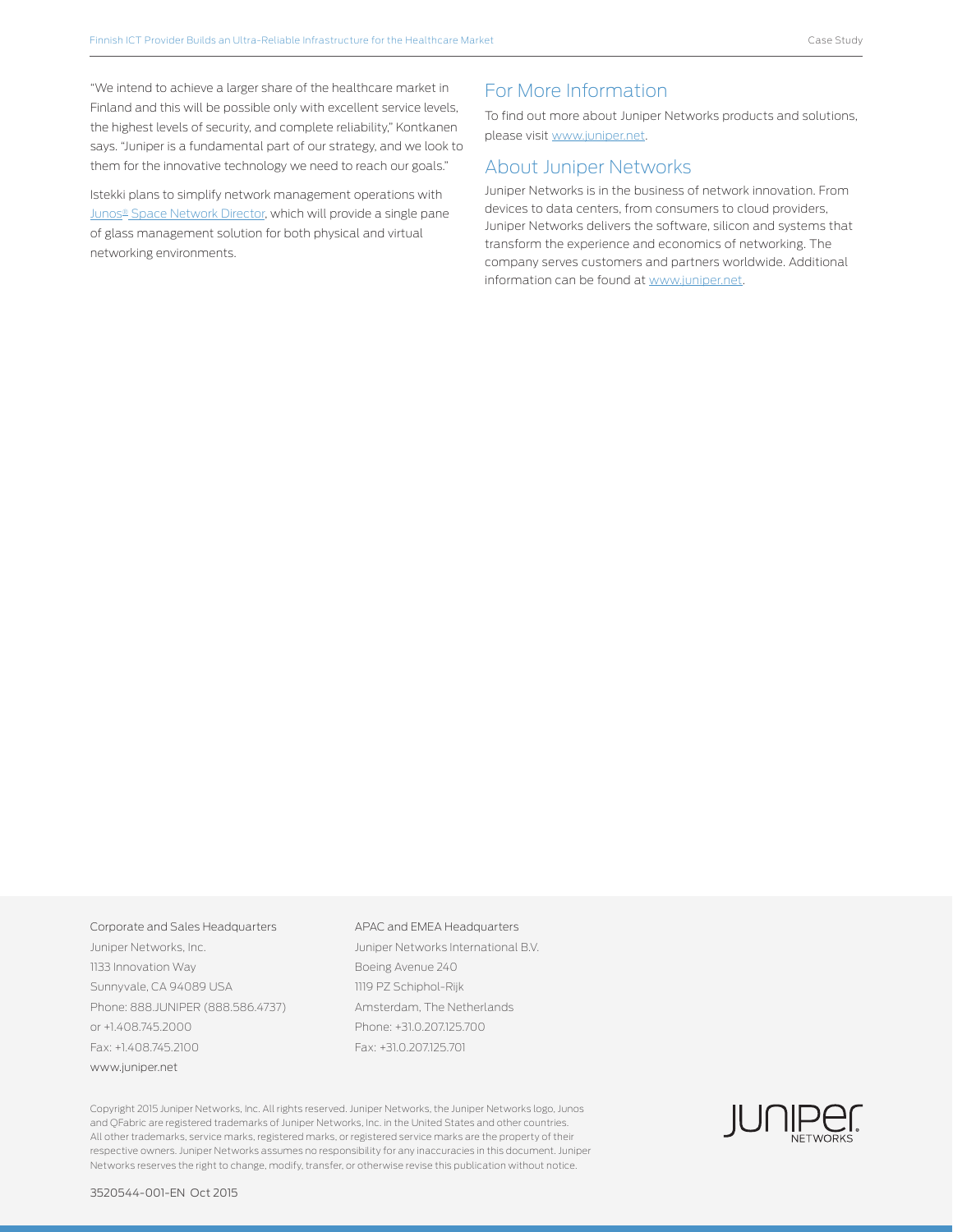"We intend to achieve a larger share of the healthcare market in Finland and this will be possible only with excellent service levels, the highest levels of security, and complete reliability," Kontkanen says. "Juniper is a fundamental part of our strategy, and we look to them for the innovative technology we need to reach our goals."

Istekki plans to simplify network management operations with Junos® Space Network Director, which will provide a single pane of glass management solution for both physical and virtual networking environments.

## For More Information

To find out more about Juniper Networks products and solutions, please visit www.juniper.net.

## About Juniper Networks

Juniper Networks is in the business of network innovation. From devices to data centers, from consumers to cloud providers, Juniper Networks delivers the software, silicon and systems that transform the experience and economics of networking. The company serves customers and partners worldwide. Additional information can be found at www.juniper.net.

Corporate and Sales Headquarters
Juniper Networks, Inc.
1133 Innovation Way
Sunnyvale, CA 94089 USA
Phone: 888.JUNIPER (888.586.4737)
or +1.408.745.2000
Fax: +1.408.745.2100
www.juniper.net

APAC and EMEA Headquarters
Juniper Networks International B.V.
Boeing Avenue 240
1119 PZ Schiphol-Rijk
Amsterdam, The Netherlands
Phone: +31.0.207.125.700
Fax: +31.0.207.125.701

Copyright 2015 Juniper Networks, Inc. All rights reserved. Juniper Networks, the Juniper Networks logo, Junos and QFabric are registered trademarks of Juniper Networks, Inc. in the United States and other countries. All other trademarks, service marks, registered marks, or registered service marks are the property of their respective owners. Juniper Networks assumes no responsibility for any inaccuracies in this document. Juniper Networks reserves the right to change, modify, transfer, or otherwise revise this publication without notice.

3520544-001-EN Oct 2015